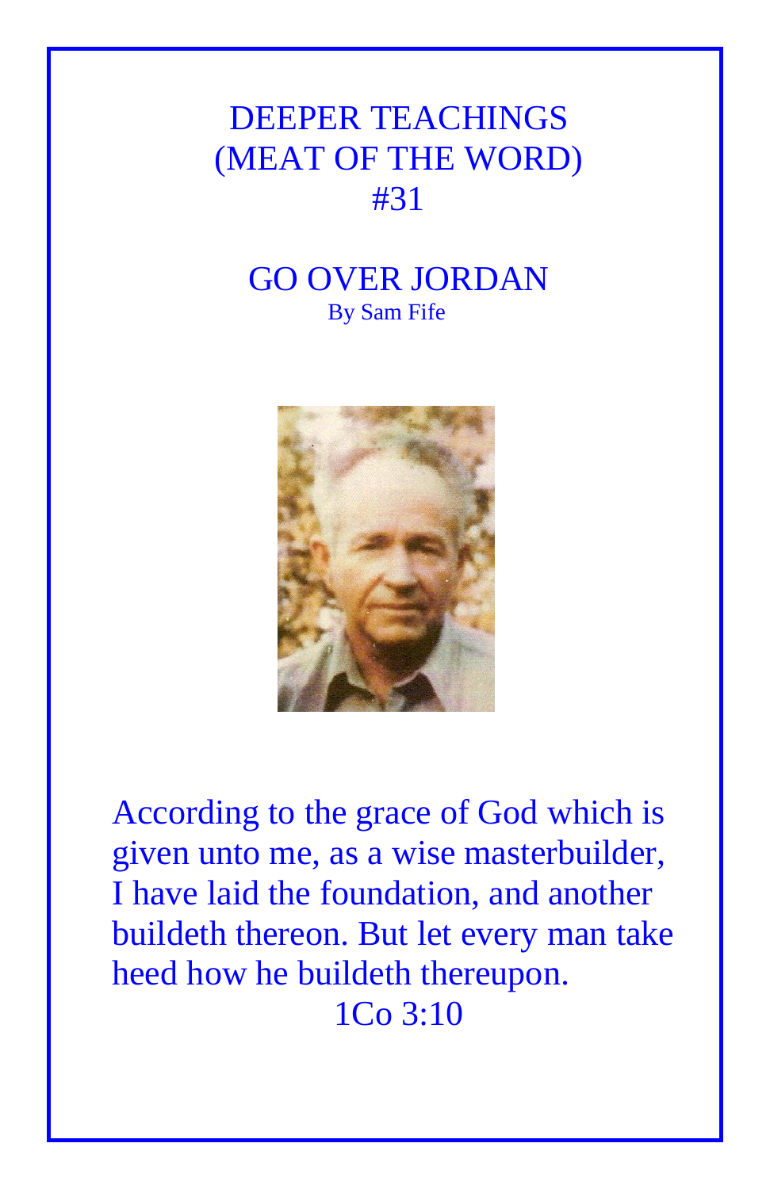# DEEPER TEACHINGS
# (MEAT OF THE WORD)
# #31

## GO OVER JORDAN

By Sam Fife

According to the grace of God which is given unto me, as a wise masterbuilder, I have laid the foundation, and another buildeth thereon. But let every man take heed how he buildeth thereupon.

1Co 3:10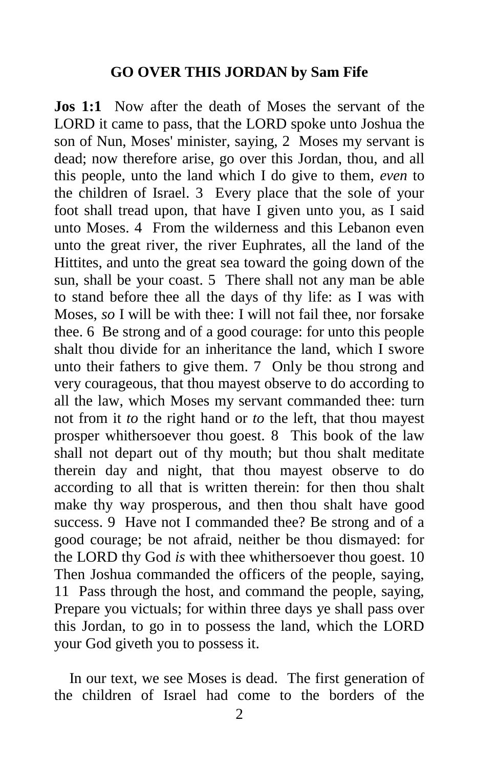**GO OVER THIS JORDAN by Sam Fife**

**Jos 1:1** Now after the death of Moses the servant of the LORD it came to pass, that the LORD spoke unto Joshua the son of Nun, Moses' minister, saying, 2 Moses my servant is dead; now therefore arise, go over this Jordan, thou, and all this people, unto the land which I do give to them, *even* to the children of Israel. 3 Every place that the sole of your foot shall tread upon, that have I given unto you, as I said unto Moses. 4 From the wilderness and this Lebanon even unto the great river, the river Euphrates, all the land of the Hittites, and unto the great sea toward the going down of the sun, shall be your coast. 5 There shall not any man be able to stand before thee all the days of thy life: as I was with Moses, *so* I will be with thee: I will not fail thee, nor forsake thee. 6 Be strong and of a good courage: for unto this people shalt thou divide for an inheritance the land, which I swore unto their fathers to give them. 7 Only be thou strong and very courageous, that thou mayest observe to do according to all the law, which Moses my servant commanded thee: turn not from it *to* the right hand or *to* the left, that thou mayest prosper whithersoever thou goest. 8 This book of the law shall not depart out of thy mouth; but thou shalt meditate therein day and night, that thou mayest observe to do according to all that is written therein: for then thou shalt make thy way prosperous, and then thou shalt have good success. 9 Have not I commanded thee? Be strong and of a good courage; be not afraid, neither be thou dismayed: for the LORD thy God *is* with thee whithersoever thou goest. 10 Then Joshua commanded the officers of the people, saying, 11 Pass through the host, and command the people, saying, Prepare you victuals; for within three days ye shall pass over this Jordan, to go in to possess the land, which the LORD your God giveth you to possess it.

In our text, we see Moses is dead. The first generation of the children of Israel had come to the borders of the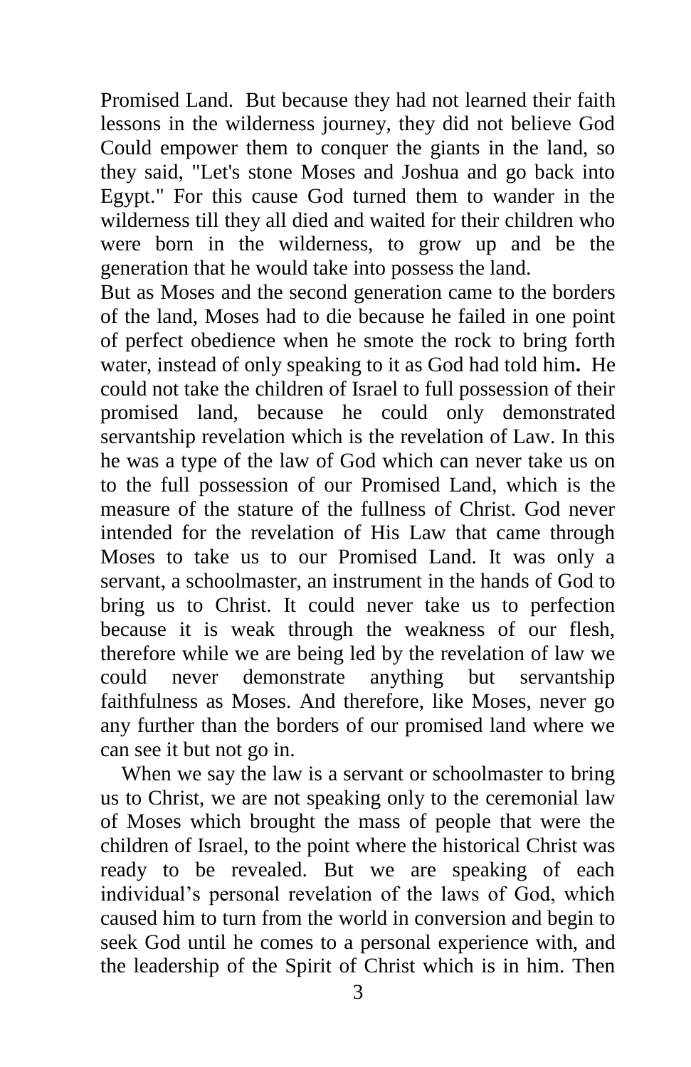Promised Land. But because they had not learned their faith lessons in the wilderness journey, they did not believe God Could empower them to conquer the giants in the land, so they said, "Let's stone Moses and Joshua and go back into Egypt." For this cause God turned them to wander in the wilderness till they all died and waited for their children who were born in the wilderness, to grow up and be the generation that he would take into possess the land.

But as Moses and the second generation came to the borders of the land, Moses had to die because he failed in one point of perfect obedience when he smote the rock to bring forth water, instead of only speaking to it as God had told him**.** He could not take the children of Israel to full possession of their promised land, because he could only demonstrated servantship revelation which is the revelation of Law. In this he was a type of the law of God which can never take us on to the full possession of our Promised Land, which is the measure of the stature of the fullness of Christ. God never intended for the revelation of His Law that came through Moses to take us to our Promised Land. It was only a servant, a schoolmaster, an instrument in the hands of God to bring us to Christ. It could never take us to perfection because it is weak through the weakness of our flesh, therefore while we are being led by the revelation of law we could never demonstrate anything but servantship faithfulness as Moses. And therefore, like Moses, never go any further than the borders of our promised land where we can see it but not go in.

When we say the law is a servant or schoolmaster to bring us to Christ, we are not speaking only to the ceremonial law of Moses which brought the mass of people that were the children of Israel, to the point where the historical Christ was ready to be revealed. But we are speaking of each individual's personal revelation of the laws of God, which caused him to turn from the world in conversion and begin to seek God until he comes to a personal experience with, and the leadership of the Spirit of Christ which is in him. Then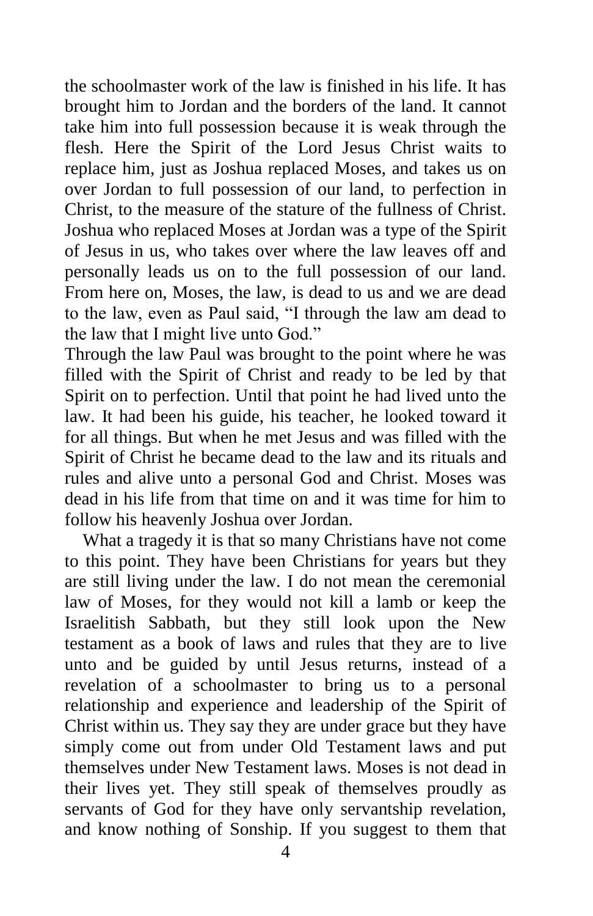the schoolmaster work of the law is finished in his life. It has brought him to Jordan and the borders of the land. It cannot take him into full possession because it is weak through the flesh. Here the Spirit of the Lord Jesus Christ waits to replace him, just as Joshua replaced Moses, and takes us on over Jordan to full possession of our land, to perfection in Christ, to the measure of the stature of the fullness of Christ. Joshua who replaced Moses at Jordan was a type of the Spirit of Jesus in us, who takes over where the law leaves off and personally leads us on to the full possession of our land. From here on, Moses, the law, is dead to us and we are dead to the law, even as Paul said, "I through the law am dead to the law that I might live unto God."

Through the law Paul was brought to the point where he was filled with the Spirit of Christ and ready to be led by that Spirit on to perfection. Until that point he had lived unto the law. It had been his guide, his teacher, he looked toward it for all things. But when he met Jesus and was filled with the Spirit of Christ he became dead to the law and its rituals and rules and alive unto a personal God and Christ. Moses was dead in his life from that time on and it was time for him to follow his heavenly Joshua over Jordan.

What a tragedy it is that so many Christians have not come to this point. They have been Christians for years but they are still living under the law. I do not mean the ceremonial law of Moses, for they would not kill a lamb or keep the Israelitish Sabbath, but they still look upon the New testament as a book of laws and rules that they are to live unto and be guided by until Jesus returns, instead of a revelation of a schoolmaster to bring us to a personal relationship and experience and leadership of the Spirit of Christ within us. They say they are under grace but they have simply come out from under Old Testament laws and put themselves under New Testament laws. Moses is not dead in their lives yet. They still speak of themselves proudly as servants of God for they have only servantship revelation, and know nothing of Sonship. If you suggest to them that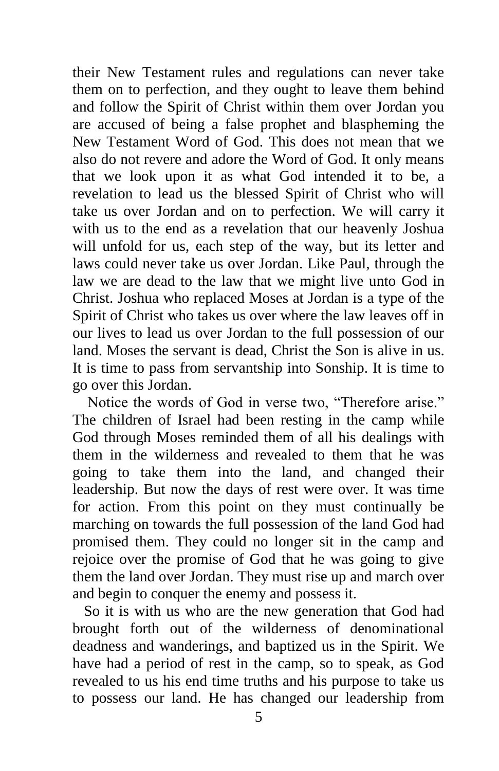their New Testament rules and regulations can never take them on to perfection, and they ought to leave them behind and follow the Spirit of Christ within them over Jordan you are accused of being a false prophet and blaspheming the New Testament Word of God. This does not mean that we also do not revere and adore the Word of God. It only means that we look upon it as what God intended it to be, a revelation to lead us the blessed Spirit of Christ who will take us over Jordan and on to perfection. We will carry it with us to the end as a revelation that our heavenly Joshua will unfold for us, each step of the way, but its letter and laws could never take us over Jordan. Like Paul, through the law we are dead to the law that we might live unto God in Christ. Joshua who replaced Moses at Jordan is a type of the Spirit of Christ who takes us over where the law leaves off in our lives to lead us over Jordan to the full possession of our land. Moses the servant is dead, Christ the Son is alive in us. It is time to pass from servantship into Sonship. It is time to go over this Jordan.

Notice the words of God in verse two, "Therefore arise." The children of Israel had been resting in the camp while God through Moses reminded them of all his dealings with them in the wilderness and revealed to them that he was going to take them into the land, and changed their leadership. But now the days of rest were over. It was time for action. From this point on they must continually be marching on towards the full possession of the land God had promised them. They could no longer sit in the camp and rejoice over the promise of God that he was going to give them the land over Jordan. They must rise up and march over and begin to conquer the enemy and possess it.

So it is with us who are the new generation that God had brought forth out of the wilderness of denominational deadness and wanderings, and baptized us in the Spirit. We have had a period of rest in the camp, so to speak, as God revealed to us his end time truths and his purpose to take us to possess our land. He has changed our leadership from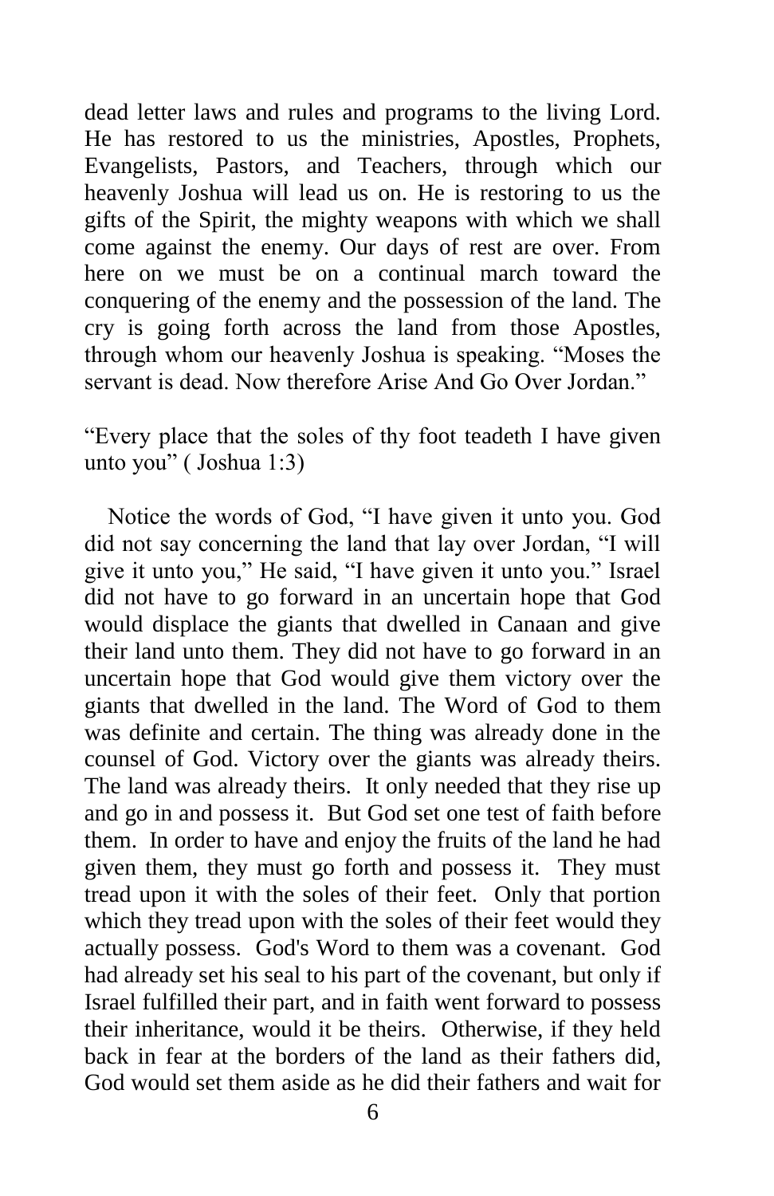dead letter laws and rules and programs to the living Lord. He has restored to us the ministries, Apostles, Prophets, Evangelists, Pastors, and Teachers, through which our heavenly Joshua will lead us on. He is restoring to us the gifts of the Spirit, the mighty weapons with which we shall come against the enemy. Our days of rest are over. From here on we must be on a continual march toward the conquering of the enemy and the possession of the land. The cry is going forth across the land from those Apostles, through whom our heavenly Joshua is speaking. "Moses the servant is dead. Now therefore Arise And Go Over Jordan."

"Every place that the soles of thy foot teadeth I have given unto you" ( Joshua 1:3)

Notice the words of God, "I have given it unto you. God did not say concerning the land that lay over Jordan, "I will give it unto you," He said, "I have given it unto you." Israel did not have to go forward in an uncertain hope that God would displace the giants that dwelled in Canaan and give their land unto them. They did not have to go forward in an uncertain hope that God would give them victory over the giants that dwelled in the land. The Word of God to them was definite and certain. The thing was already done in the counsel of God. Victory over the giants was already theirs. The land was already theirs. It only needed that they rise up and go in and possess it. But God set one test of faith before them. In order to have and enjoy the fruits of the land he had given them, they must go forth and possess it. They must tread upon it with the soles of their feet. Only that portion which they tread upon with the soles of their feet would they actually possess. God's Word to them was a covenant. God had already set his seal to his part of the covenant, but only if Israel fulfilled their part, and in faith went forward to possess their inheritance, would it be theirs. Otherwise, if they held back in fear at the borders of the land as their fathers did, God would set them aside as he did their fathers and wait for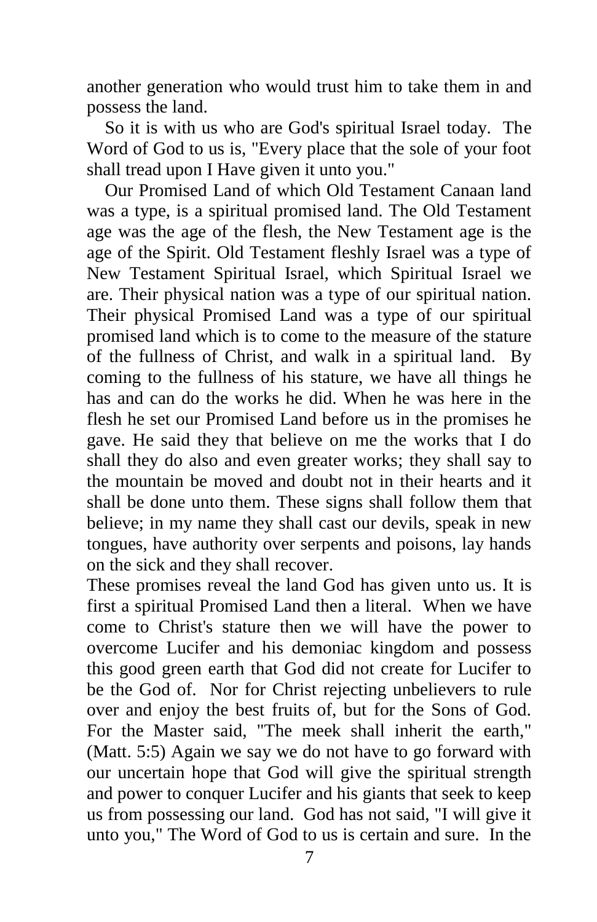another generation who would trust him to take them in and possess the land.

So it is with us who are God's spiritual Israel today. The Word of God to us is, "Every place that the sole of your foot shall tread upon I Have given it unto you."

Our Promised Land of which Old Testament Canaan land was a type, is a spiritual promised land. The Old Testament age was the age of the flesh, the New Testament age is the age of the Spirit. Old Testament fleshly Israel was a type of New Testament Spiritual Israel, which Spiritual Israel we are. Their physical nation was a type of our spiritual nation. Their physical Promised Land was a type of our spiritual promised land which is to come to the measure of the stature of the fullness of Christ, and walk in a spiritual land. By coming to the fullness of his stature, we have all things he has and can do the works he did. When he was here in the flesh he set our Promised Land before us in the promises he gave. He said they that believe on me the works that I do shall they do also and even greater works; they shall say to the mountain be moved and doubt not in their hearts and it shall be done unto them. These signs shall follow them that believe; in my name they shall cast our devils, speak in new tongues, have authority over serpents and poisons, lay hands on the sick and they shall recover.

These promises reveal the land God has given unto us. It is first a spiritual Promised Land then a literal. When we have come to Christ's stature then we will have the power to overcome Lucifer and his demoniac kingdom and possess this good green earth that God did not create for Lucifer to be the God of. Nor for Christ rejecting unbelievers to rule over and enjoy the best fruits of, but for the Sons of God. For the Master said, "The meek shall inherit the earth," (Matt. 5:5) Again we say we do not have to go forward with our uncertain hope that God will give the spiritual strength and power to conquer Lucifer and his giants that seek to keep us from possessing our land. God has not said, "I will give it unto you," The Word of God to us is certain and sure. In the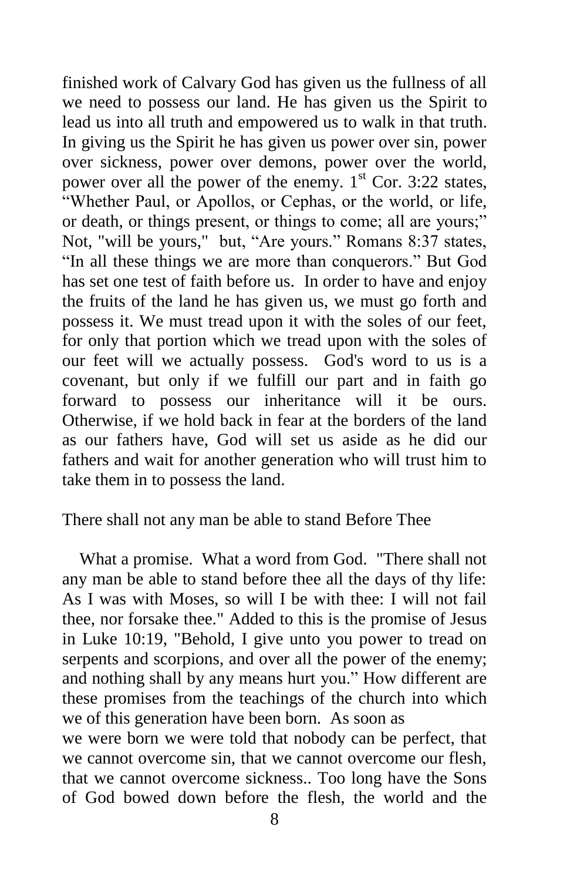finished work of Calvary God has given us the fullness of all we need to possess our land. He has given us the Spirit to lead us into all truth and empowered us to walk in that truth. In giving us the Spirit he has given us power over sin, power over sickness, power over demons, power over the world, power over all the power of the enemy. 1st Cor. 3:22 states, "Whether Paul, or Apollos, or Cephas, or the world, or life, or death, or things present, or things to come; all are yours;" Not, "will be yours," but, "Are yours." Romans 8:37 states, "In all these things we are more than conquerors." But God has set one test of faith before us. In order to have and enjoy the fruits of the land he has given us, we must go forth and possess it. We must tread upon it with the soles of our feet, for only that portion which we tread upon with the soles of our feet will we actually possess. God's word to us is a covenant, but only if we fulfill our part and in faith go forward to possess our inheritance will it be ours. Otherwise, if we hold back in fear at the borders of the land as our fathers have, God will set us aside as he did our fathers and wait for another generation who will trust him to take them in to possess the land.

## There shall not any man be able to stand Before Thee

What a promise. What a word from God. "There shall not any man be able to stand before thee all the days of thy life: As I was with Moses, so will I be with thee: I will not fail thee, nor forsake thee." Added to this is the promise of Jesus in Luke 10:19, "Behold, I give unto you power to tread on serpents and scorpions, and over all the power of the enemy; and nothing shall by any means hurt you." How different are these promises from the teachings of the church into which we of this generation have been born. As soon as we were born we were told that nobody can be perfect, that we cannot overcome sin, that we cannot overcome our flesh, that we cannot overcome sickness.. Too long have the Sons of God bowed down before the flesh, the world and the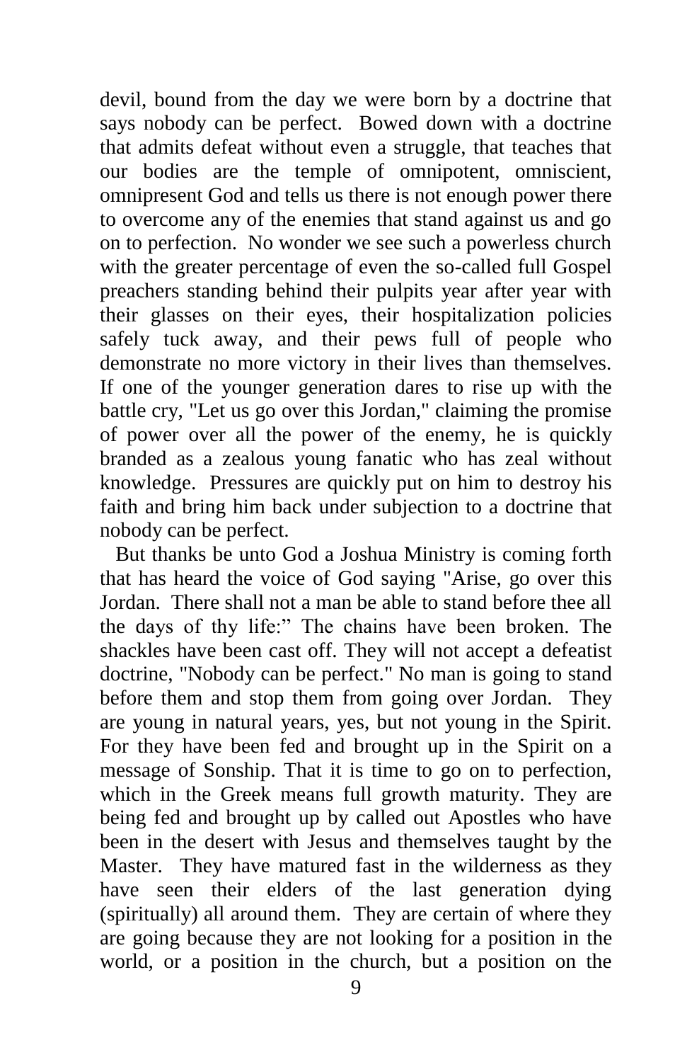devil, bound from the day we were born by a doctrine that says nobody can be perfect. Bowed down with a doctrine that admits defeat without even a struggle, that teaches that our bodies are the temple of omnipotent, omniscient, omnipresent God and tells us there is not enough power there to overcome any of the enemies that stand against us and go on to perfection. No wonder we see such a powerless church with the greater percentage of even the so-called full Gospel preachers standing behind their pulpits year after year with their glasses on their eyes, their hospitalization policies safely tuck away, and their pews full of people who demonstrate no more victory in their lives than themselves. If one of the younger generation dares to rise up with the battle cry, "Let us go over this Jordan," claiming the promise of power over all the power of the enemy, he is quickly branded as a zealous young fanatic who has zeal without knowledge. Pressures are quickly put on him to destroy his faith and bring him back under subjection to a doctrine that nobody can be perfect.

But thanks be unto God a Joshua Ministry is coming forth that has heard the voice of God saying "Arise, go over this Jordan. There shall not a man be able to stand before thee all the days of thy life:" The chains have been broken. The shackles have been cast off. They will not accept a defeatist doctrine, "Nobody can be perfect." No man is going to stand before them and stop them from going over Jordan. They are young in natural years, yes, but not young in the Spirit. For they have been fed and brought up in the Spirit on a message of Sonship. That it is time to go on to perfection, which in the Greek means full growth maturity. They are being fed and brought up by called out Apostles who have been in the desert with Jesus and themselves taught by the Master. They have matured fast in the wilderness as they have seen their elders of the last generation dying (spiritually) all around them. They are certain of where they are going because they are not looking for a position in the world, or a position in the church, but a position on the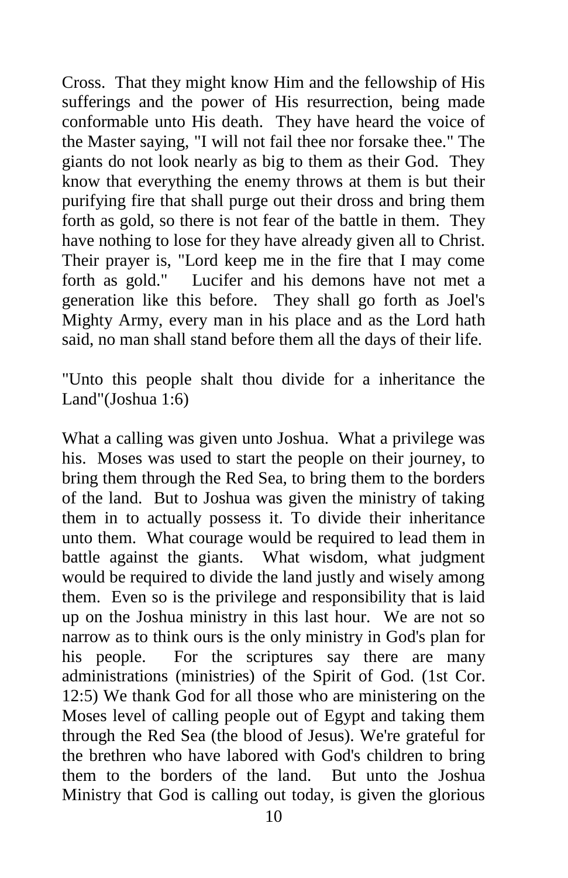Cross. That they might know Him and the fellowship of His sufferings and the power of His resurrection, being made conformable unto His death. They have heard the voice of the Master saying, "I will not fail thee nor forsake thee." The giants do not look nearly as big to them as their God. They know that everything the enemy throws at them is but their purifying fire that shall purge out their dross and bring them forth as gold, so there is not fear of the battle in them. They have nothing to lose for they have already given all to Christ. Their prayer is, "Lord keep me in the fire that I may come forth as gold." Lucifer and his demons have not met a generation like this before. They shall go forth as Joel's Mighty Army, every man in his place and as the Lord hath said, no man shall stand before them all the days of their life.

"Unto this people shalt thou divide for a inheritance the Land"(Joshua 1:6)

What a calling was given unto Joshua. What a privilege was his. Moses was used to start the people on their journey, to bring them through the Red Sea, to bring them to the borders of the land. But to Joshua was given the ministry of taking them in to actually possess it. To divide their inheritance unto them. What courage would be required to lead them in battle against the giants. What wisdom, what judgment would be required to divide the land justly and wisely among them. Even so is the privilege and responsibility that is laid up on the Joshua ministry in this last hour. We are not so narrow as to think ours is the only ministry in God's plan for his people. For the scriptures say there are many administrations (ministries) of the Spirit of God. (1st Cor. 12:5) We thank God for all those who are ministering on the Moses level of calling people out of Egypt and taking them through the Red Sea (the blood of Jesus). We're grateful for the brethren who have labored with God's children to bring them to the borders of the land. But unto the Joshua Ministry that God is calling out today, is given the glorious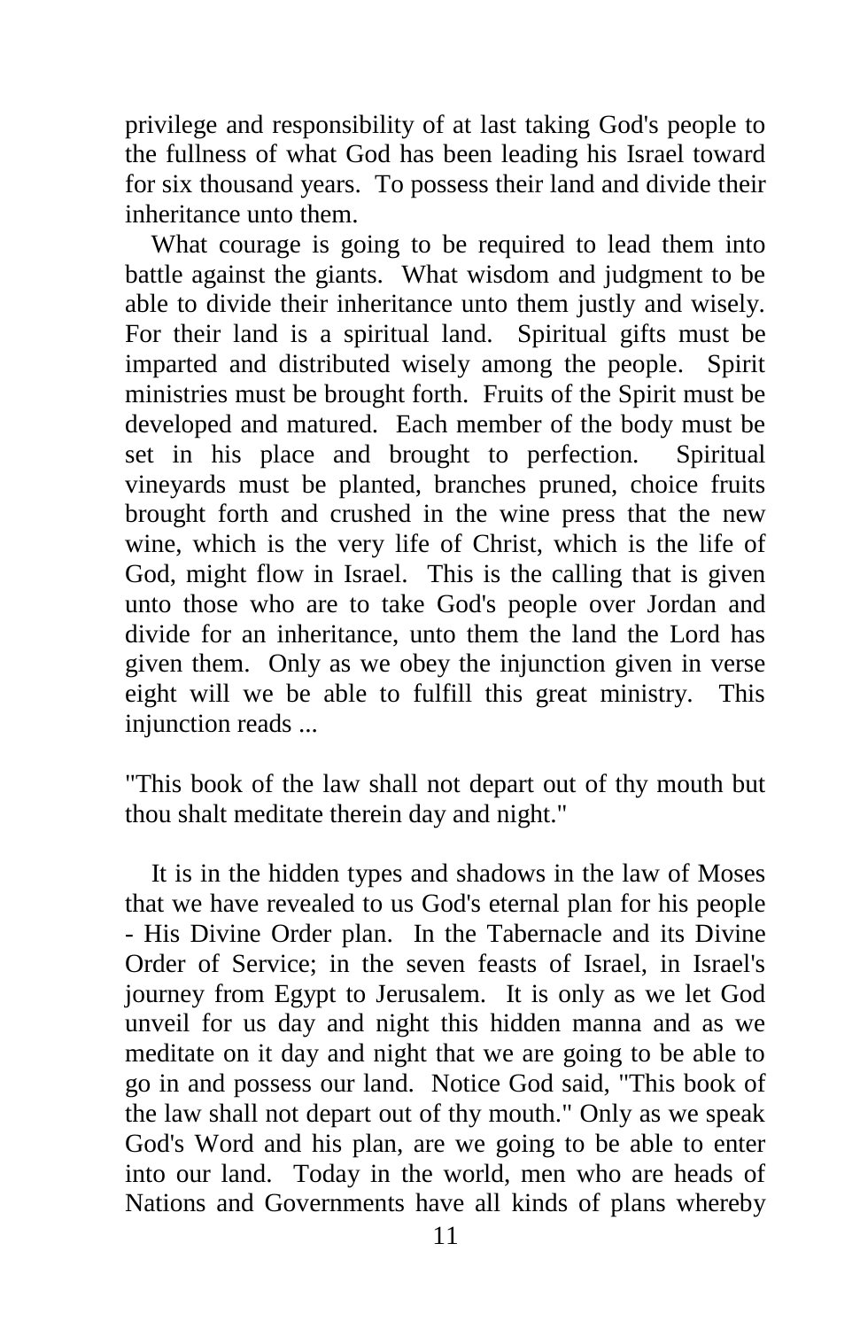privilege and responsibility of at last taking God's people to the fullness of what God has been leading his Israel toward for six thousand years. To possess their land and divide their inheritance unto them.

What courage is going to be required to lead them into battle against the giants. What wisdom and judgment to be able to divide their inheritance unto them justly and wisely. For their land is a spiritual land. Spiritual gifts must be imparted and distributed wisely among the people. Spirit ministries must be brought forth. Fruits of the Spirit must be developed and matured. Each member of the body must be set in his place and brought to perfection. Spiritual vineyards must be planted, branches pruned, choice fruits brought forth and crushed in the wine press that the new wine, which is the very life of Christ, which is the life of God, might flow in Israel. This is the calling that is given unto those who are to take God's people over Jordan and divide for an inheritance, unto them the land the Lord has given them. Only as we obey the injunction given in verse eight will we be able to fulfill this great ministry. This injunction reads ...

"This book of the law shall not depart out of thy mouth but thou shalt meditate therein day and night."

It is in the hidden types and shadows in the law of Moses that we have revealed to us God's eternal plan for his people - His Divine Order plan. In the Tabernacle and its Divine Order of Service; in the seven feasts of Israel, in Israel's journey from Egypt to Jerusalem. It is only as we let God unveil for us day and night this hidden manna and as we meditate on it day and night that we are going to be able to go in and possess our land. Notice God said, "This book of the law shall not depart out of thy mouth." Only as we speak God's Word and his plan, are we going to be able to enter into our land. Today in the world, men who are heads of Nations and Governments have all kinds of plans whereby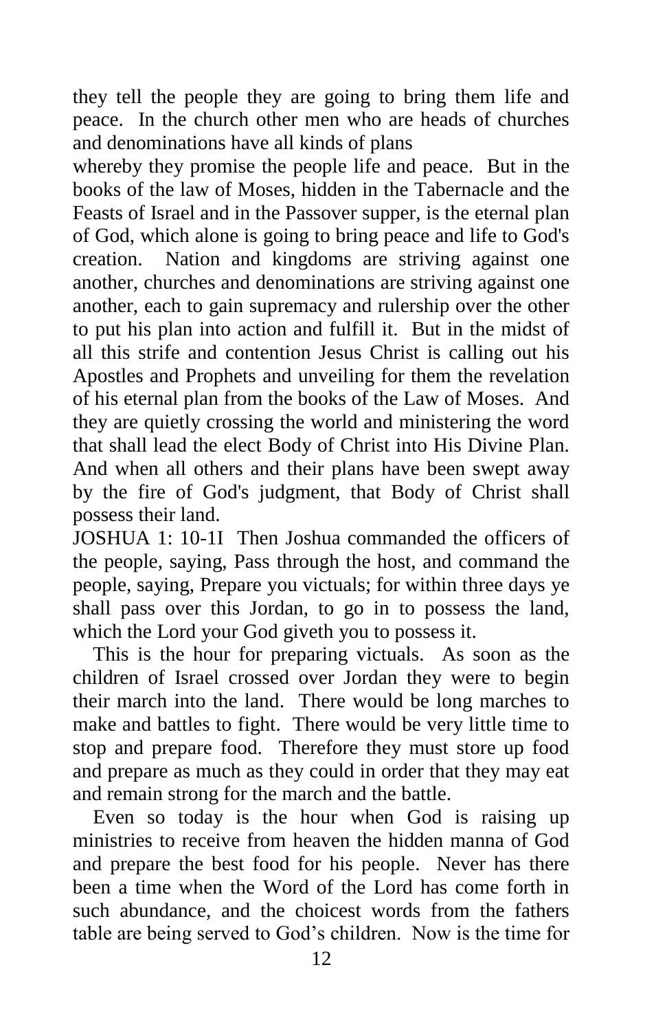they tell the people they are going to bring them life and peace. In the church other men who are heads of churches and denominations have all kinds of plans whereby they promise the people life and peace. But in the books of the law of Moses, hidden in the Tabernacle and the Feasts of Israel and in the Passover supper, is the eternal plan of God, which alone is going to bring peace and life to God's creation. Nation and kingdoms are striving against one another, churches and denominations are striving against one another, each to gain supremacy and rulership over the other to put his plan into action and fulfill it. But in the midst of all this strife and contention Jesus Christ is calling out his Apostles and Prophets and unveiling for them the revelation of his eternal plan from the books of the Law of Moses. And they are quietly crossing the world and ministering the word that shall lead the elect Body of Christ into His Divine Plan. And when all others and their plans have been swept away by the fire of God's judgment, that Body of Christ shall possess their land.

JOSHUA 1: 10-1I Then Joshua commanded the officers of the people, saying, Pass through the host, and command the people, saying, Prepare you victuals; for within three days ye shall pass over this Jordan, to go in to possess the land, which the Lord your God giveth you to possess it.

This is the hour for preparing victuals. As soon as the children of Israel crossed over Jordan they were to begin their march into the land. There would be long marches to make and battles to fight. There would be very little time to stop and prepare food. Therefore they must store up food and prepare as much as they could in order that they may eat and remain strong for the march and the battle.

Even so today is the hour when God is raising up ministries to receive from heaven the hidden manna of God and prepare the best food for his people. Never has there been a time when the Word of the Lord has come forth in such abundance, and the choicest words from the fathers table are being served to God's children. Now is the time for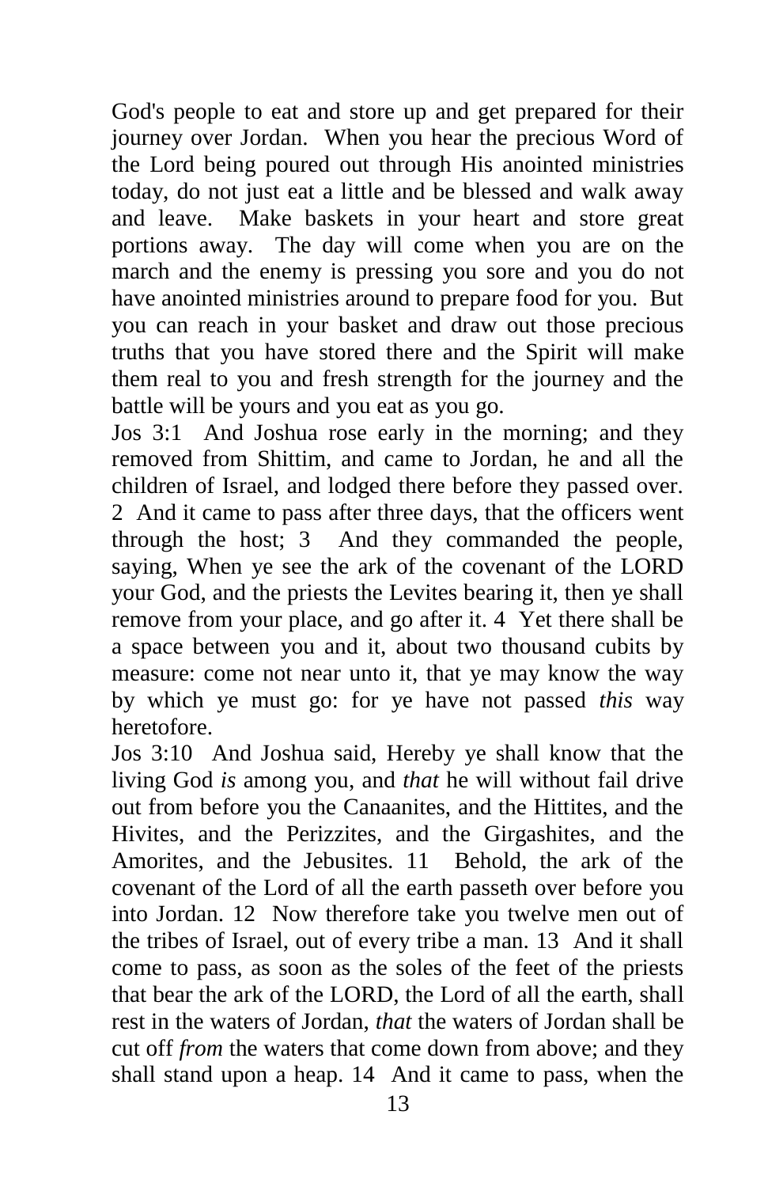God's people to eat and store up and get prepared for their journey over Jordan. When you hear the precious Word of the Lord being poured out through His anointed ministries today, do not just eat a little and be blessed and walk away and leave. Make baskets in your heart and store great portions away. The day will come when you are on the march and the enemy is pressing you sore and you do not have anointed ministries around to prepare food for you. But you can reach in your basket and draw out those precious truths that you have stored there and the Spirit will make them real to you and fresh strength for the journey and the battle will be yours and you eat as you go.

Jos 3:1 And Joshua rose early in the morning; and they removed from Shittim, and came to Jordan, he and all the children of Israel, and lodged there before they passed over. 2 And it came to pass after three days, that the officers went through the host; 3 And they commanded the people, saying, When ye see the ark of the covenant of the LORD your God, and the priests the Levites bearing it, then ye shall remove from your place, and go after it. 4 Yet there shall be a space between you and it, about two thousand cubits by measure: come not near unto it, that ye may know the way by which ye must go: for ye have not passed *this* way heretofore.

Jos 3:10 And Joshua said, Hereby ye shall know that the living God *is* among you, and *that* he will without fail drive out from before you the Canaanites, and the Hittites, and the Hivites, and the Perizzites, and the Girgashites, and the Amorites, and the Jebusites. 11 Behold, the ark of the covenant of the Lord of all the earth passeth over before you into Jordan. 12 Now therefore take you twelve men out of the tribes of Israel, out of every tribe a man. 13 And it shall come to pass, as soon as the soles of the feet of the priests that bear the ark of the LORD, the Lord of all the earth, shall rest in the waters of Jordan, *that* the waters of Jordan shall be cut off *from* the waters that come down from above; and they shall stand upon a heap. 14 And it came to pass, when the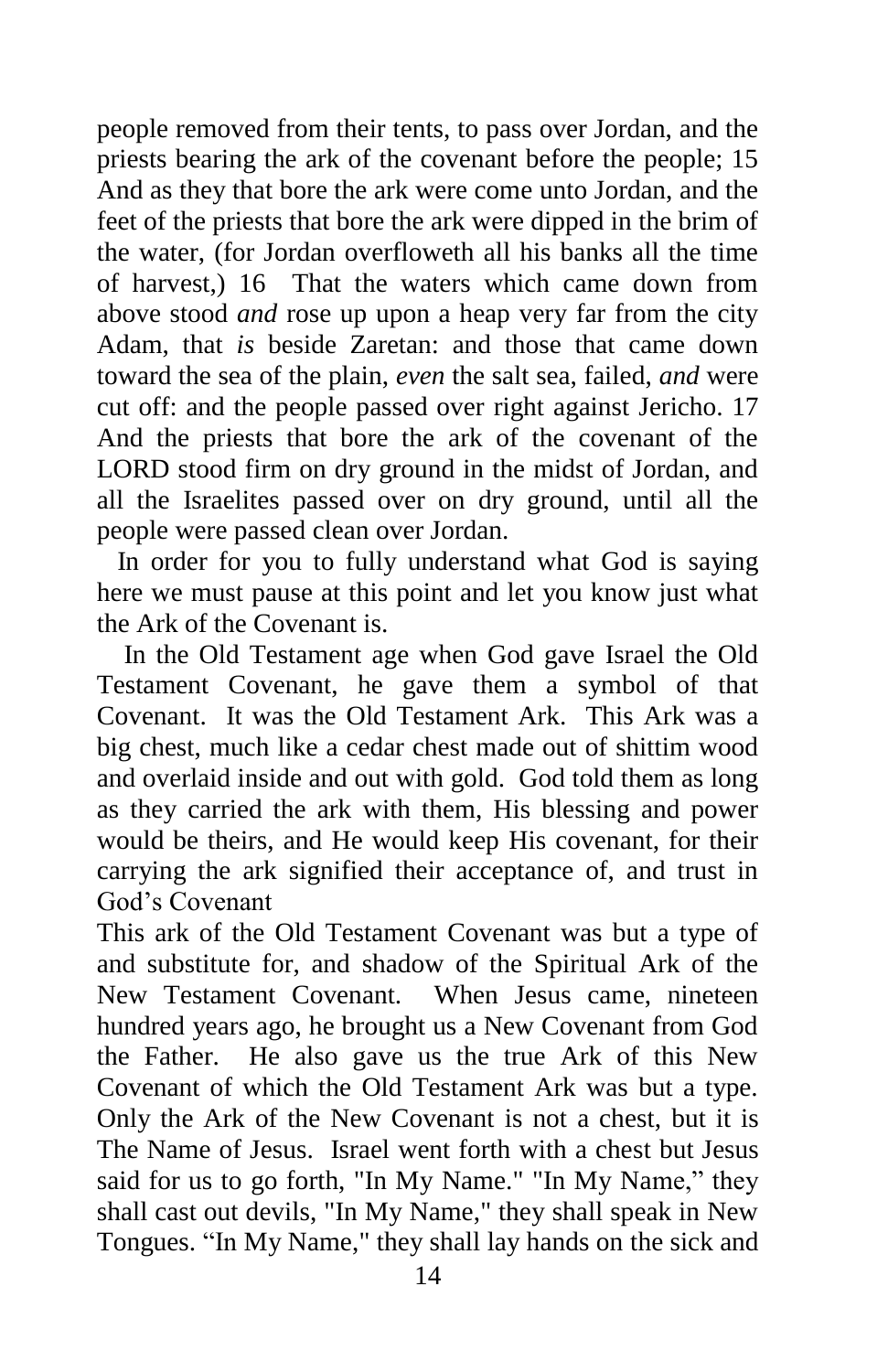people removed from their tents, to pass over Jordan, and the priests bearing the ark of the covenant before the people; 15 And as they that bore the ark were come unto Jordan, and the feet of the priests that bore the ark were dipped in the brim of the water, (for Jordan overfloweth all his banks all the time of harvest,) 16 That the waters which came down from above stood *and* rose up upon a heap very far from the city Adam, that *is* beside Zaretan: and those that came down toward the sea of the plain, *even* the salt sea, failed, *and* were cut off: and the people passed over right against Jericho. 17 And the priests that bore the ark of the covenant of the LORD stood firm on dry ground in the midst of Jordan, and all the Israelites passed over on dry ground, until all the people were passed clean over Jordan.

In order for you to fully understand what God is saying here we must pause at this point and let you know just what the Ark of the Covenant is.

In the Old Testament age when God gave Israel the Old Testament Covenant, he gave them a symbol of that Covenant. It was the Old Testament Ark. This Ark was a big chest, much like a cedar chest made out of shittim wood and overlaid inside and out with gold. God told them as long as they carried the ark with them, His blessing and power would be theirs, and He would keep His covenant, for their carrying the ark signified their acceptance of, and trust in God's Covenant

This ark of the Old Testament Covenant was but a type of and substitute for, and shadow of the Spiritual Ark of the New Testament Covenant. When Jesus came, nineteen hundred years ago, he brought us a New Covenant from God the Father. He also gave us the true Ark of this New Covenant of which the Old Testament Ark was but a type. Only the Ark of the New Covenant is not a chest, but it is The Name of Jesus. Israel went forth with a chest but Jesus said for us to go forth, "In My Name." "In My Name," they shall cast out devils, "In My Name," they shall speak in New Tongues. "In My Name," they shall lay hands on the sick and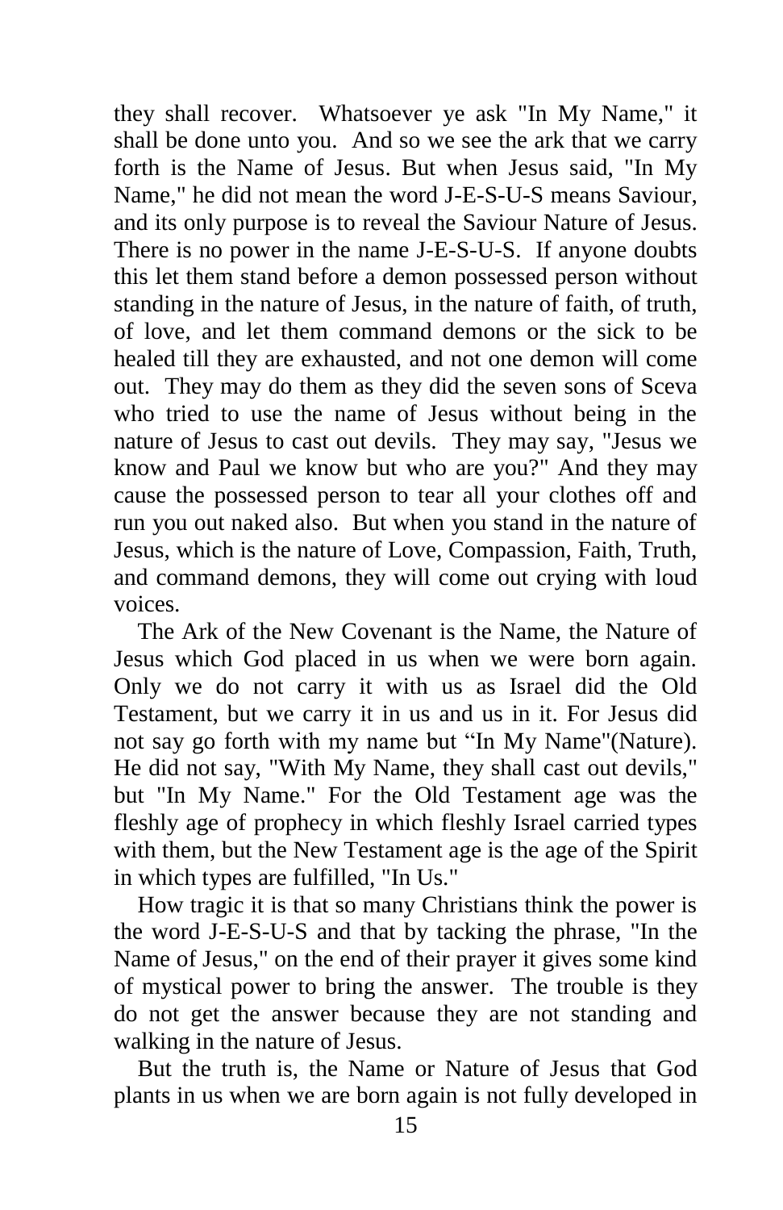they shall recover. Whatsoever ye ask "In My Name," it shall be done unto you. And so we see the ark that we carry forth is the Name of Jesus. But when Jesus said, "In My Name," he did not mean the word J-E-S-U-S means Saviour, and its only purpose is to reveal the Saviour Nature of Jesus. There is no power in the name J-E-S-U-S. If anyone doubts this let them stand before a demon possessed person without standing in the nature of Jesus, in the nature of faith, of truth, of love, and let them command demons or the sick to be healed till they are exhausted, and not one demon will come out. They may do them as they did the seven sons of Sceva who tried to use the name of Jesus without being in the nature of Jesus to cast out devils. They may say, "Jesus we know and Paul we know but who are you?" And they may cause the possessed person to tear all your clothes off and run you out naked also. But when you stand in the nature of Jesus, which is the nature of Love, Compassion, Faith, Truth, and command demons, they will come out crying with loud voices.

The Ark of the New Covenant is the Name, the Nature of Jesus which God placed in us when we were born again. Only we do not carry it with us as Israel did the Old Testament, but we carry it in us and us in it. For Jesus did not say go forth with my name but "In My Name"(Nature). He did not say, "With My Name, they shall cast out devils," but "In My Name." For the Old Testament age was the fleshly age of prophecy in which fleshly Israel carried types with them, but the New Testament age is the age of the Spirit in which types are fulfilled, "In Us."

How tragic it is that so many Christians think the power is the word J-E-S-U-S and that by tacking the phrase, "In the Name of Jesus," on the end of their prayer it gives some kind of mystical power to bring the answer. The trouble is they do not get the answer because they are not standing and walking in the nature of Jesus.

But the truth is, the Name or Nature of Jesus that God plants in us when we are born again is not fully developed in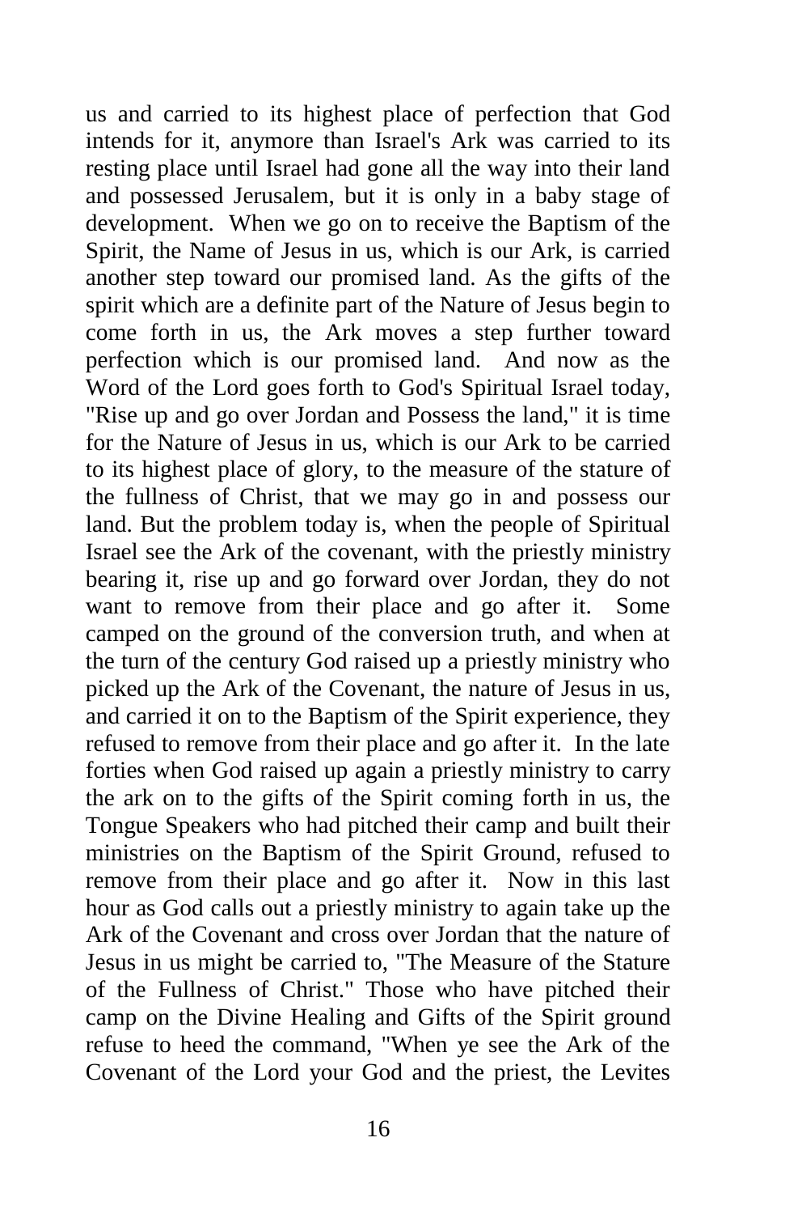us and carried to its highest place of perfection that God intends for it, anymore than Israel's Ark was carried to its resting place until Israel had gone all the way into their land and possessed Jerusalem, but it is only in a baby stage of development. When we go on to receive the Baptism of the Spirit, the Name of Jesus in us, which is our Ark, is carried another step toward our promised land. As the gifts of the spirit which are a definite part of the Nature of Jesus begin to come forth in us, the Ark moves a step further toward perfection which is our promised land. And now as the Word of the Lord goes forth to God's Spiritual Israel today, "Rise up and go over Jordan and Possess the land," it is time for the Nature of Jesus in us, which is our Ark to be carried to its highest place of glory, to the measure of the stature of the fullness of Christ, that we may go in and possess our land. But the problem today is, when the people of Spiritual Israel see the Ark of the covenant, with the priestly ministry bearing it, rise up and go forward over Jordan, they do not want to remove from their place and go after it. Some camped on the ground of the conversion truth, and when at the turn of the century God raised up a priestly ministry who picked up the Ark of the Covenant, the nature of Jesus in us, and carried it on to the Baptism of the Spirit experience, they refused to remove from their place and go after it. In the late forties when God raised up again a priestly ministry to carry the ark on to the gifts of the Spirit coming forth in us, the Tongue Speakers who had pitched their camp and built their ministries on the Baptism of the Spirit Ground, refused to remove from their place and go after it. Now in this last hour as God calls out a priestly ministry to again take up the Ark of the Covenant and cross over Jordan that the nature of Jesus in us might be carried to, "The Measure of the Stature of the Fullness of Christ." Those who have pitched their camp on the Divine Healing and Gifts of the Spirit ground refuse to heed the command, "When ye see the Ark of the Covenant of the Lord your God and the priest, the Levites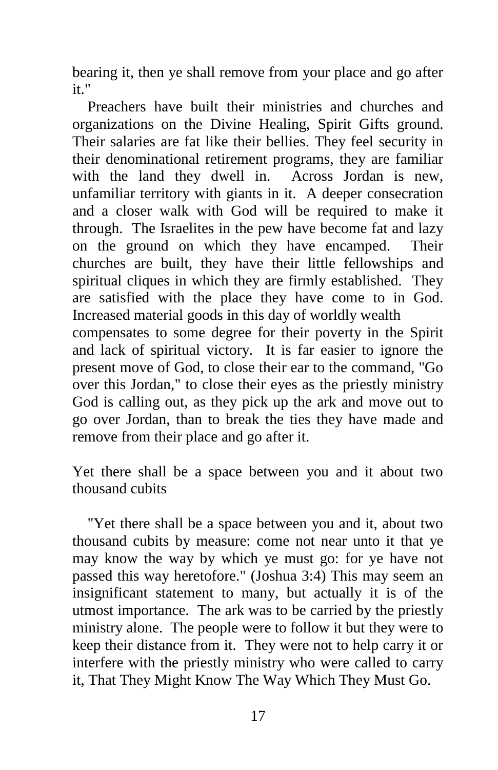bearing it, then ye shall remove from your place and go after it."

Preachers have built their ministries and churches and organizations on the Divine Healing, Spirit Gifts ground. Their salaries are fat like their bellies. They feel security in their denominational retirement programs, they are familiar with the land they dwell in. Across Jordan is new, unfamiliar territory with giants in it. A deeper consecration and a closer walk with God will be required to make it through. The Israelites in the pew have become fat and lazy on the ground on which they have encamped. Their churches are built, they have their little fellowships and spiritual cliques in which they are firmly established. They are satisfied with the place they have come to in God. Increased material goods in this day of worldly wealth compensates to some degree for their poverty in the Spirit and lack of spiritual victory. It is far easier to ignore the present move of God, to close their ear to the command, "Go over this Jordan," to close their eyes as the priestly ministry God is calling out, as they pick up the ark and move out to go over Jordan, than to break the ties they have made and remove from their place and go after it.

## Yet there shall be a space between you and it about two thousand cubits

"Yet there shall be a space between you and it, about two thousand cubits by measure: come not near unto it that ye may know the way by which ye must go: for ye have not passed this way heretofore." (Joshua 3:4) This may seem an insignificant statement to many, but actually it is of the utmost importance. The ark was to be carried by the priestly ministry alone. The people were to follow it but they were to keep their distance from it. They were not to help carry it or interfere with the priestly ministry who were called to carry it, That They Might Know The Way Which They Must Go.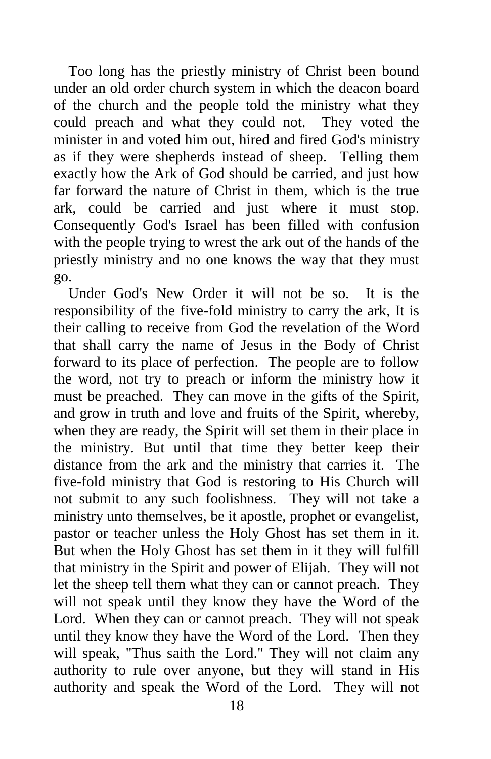Too long has the priestly ministry of Christ been bound under an old order church system in which the deacon board of the church and the people told the ministry what they could preach and what they could not. They voted the minister in and voted him out, hired and fired God's ministry as if they were shepherds instead of sheep. Telling them exactly how the Ark of God should be carried, and just how far forward the nature of Christ in them, which is the true ark, could be carried and just where it must stop. Consequently God's Israel has been filled with confusion with the people trying to wrest the ark out of the hands of the priestly ministry and no one knows the way that they must go.

Under God's New Order it will not be so. It is the responsibility of the five-fold ministry to carry the ark, It is their calling to receive from God the revelation of the Word that shall carry the name of Jesus in the Body of Christ forward to its place of perfection. The people are to follow the word, not try to preach or inform the ministry how it must be preached. They can move in the gifts of the Spirit, and grow in truth and love and fruits of the Spirit, whereby, when they are ready, the Spirit will set them in their place in the ministry. But until that time they better keep their distance from the ark and the ministry that carries it. The five-fold ministry that God is restoring to His Church will not submit to any such foolishness. They will not take a ministry unto themselves, be it apostle, prophet or evangelist, pastor or teacher unless the Holy Ghost has set them in it. But when the Holy Ghost has set them in it they will fulfill that ministry in the Spirit and power of Elijah. They will not let the sheep tell them what they can or cannot preach. They will not speak until they know they have the Word of the Lord. When they can or cannot preach. They will not speak until they know they have the Word of the Lord. Then they will speak, "Thus saith the Lord." They will not claim any authority to rule over anyone, but they will stand in His authority and speak the Word of the Lord. They will not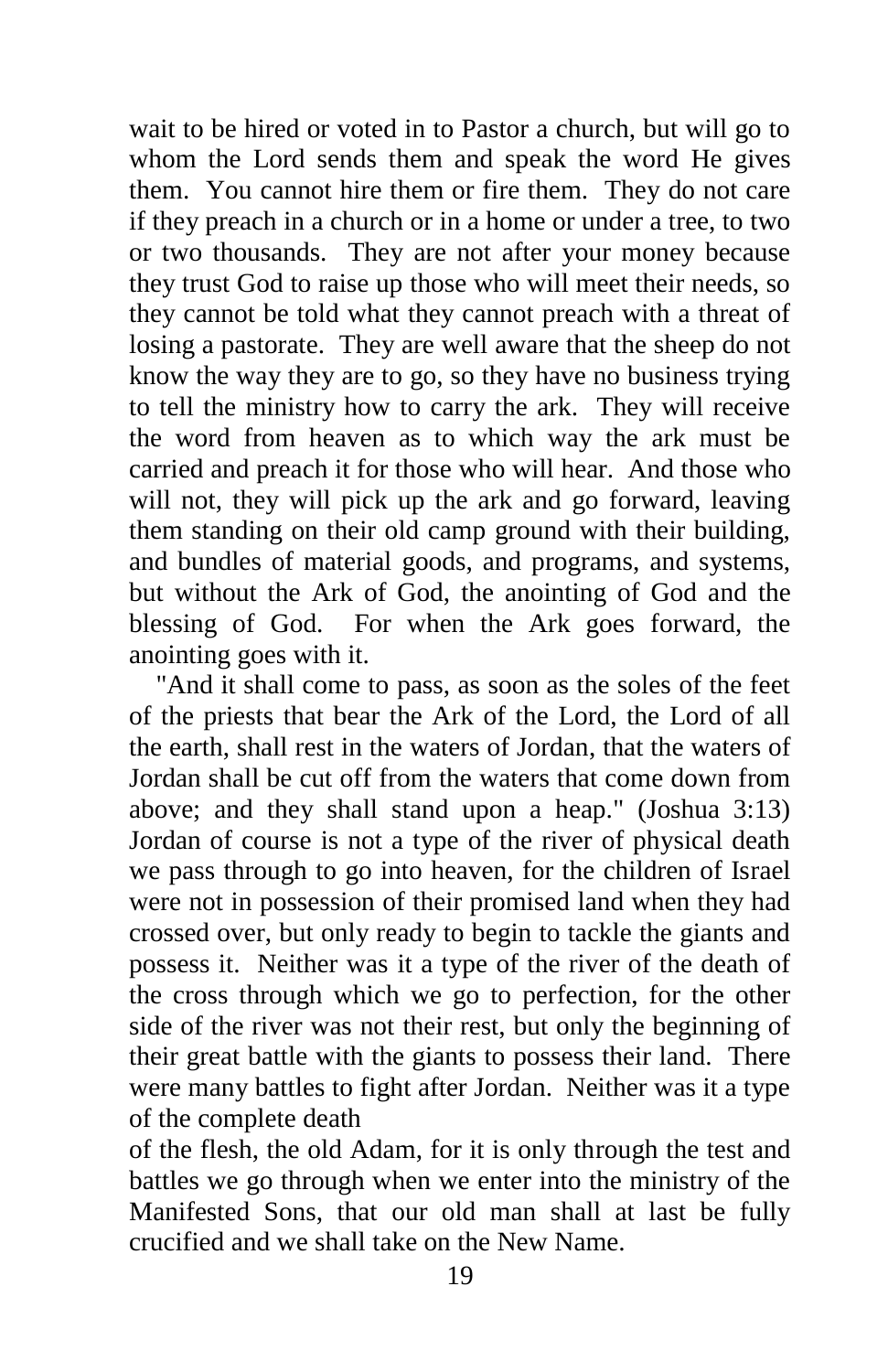wait to be hired or voted in to Pastor a church, but will go to whom the Lord sends them and speak the word He gives them. You cannot hire them or fire them. They do not care if they preach in a church or in a home or under a tree, to two or two thousands. They are not after your money because they trust God to raise up those who will meet their needs, so they cannot be told what they cannot preach with a threat of losing a pastorate. They are well aware that the sheep do not know the way they are to go, so they have no business trying to tell the ministry how to carry the ark. They will receive the word from heaven as to which way the ark must be carried and preach it for those who will hear. And those who will not, they will pick up the ark and go forward, leaving them standing on their old camp ground with their building, and bundles of material goods, and programs, and systems, but without the Ark of God, the anointing of God and the blessing of God. For when the Ark goes forward, the anointing goes with it.

"And it shall come to pass, as soon as the soles of the feet of the priests that bear the Ark of the Lord, the Lord of all the earth, shall rest in the waters of Jordan, that the waters of Jordan shall be cut off from the waters that come down from above; and they shall stand upon a heap." (Joshua 3:13) Jordan of course is not a type of the river of physical death we pass through to go into heaven, for the children of Israel were not in possession of their promised land when they had crossed over, but only ready to begin to tackle the giants and possess it. Neither was it a type of the river of the death of the cross through which we go to perfection, for the other side of the river was not their rest, but only the beginning of their great battle with the giants to possess their land. There were many battles to fight after Jordan. Neither was it a type of the complete death of the flesh, the old Adam, for it is only through the test and battles we go through when we enter into the ministry of the Manifested Sons, that our old man shall at last be fully crucified and we shall take on the New Name.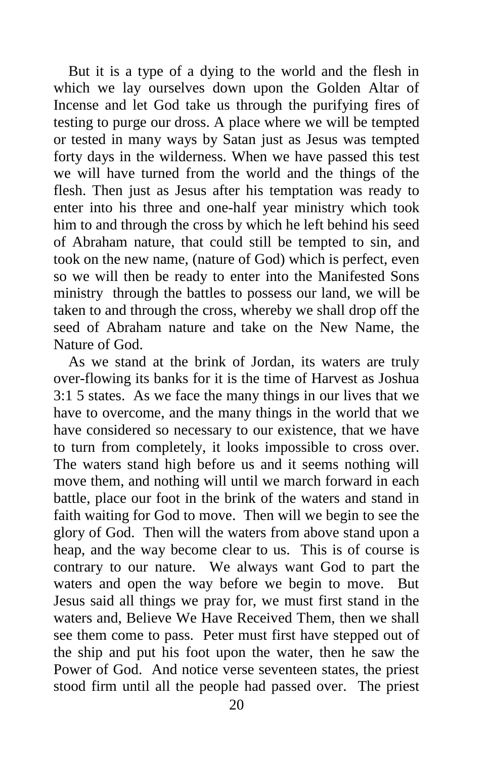But it is a type of a dying to the world and the flesh in which we lay ourselves down upon the Golden Altar of Incense and let God take us through the purifying fires of testing to purge our dross. A place where we will be tempted or tested in many ways by Satan just as Jesus was tempted forty days in the wilderness. When we have passed this test we will have turned from the world and the things of the flesh. Then just as Jesus after his temptation was ready to enter into his three and one-half year ministry which took him to and through the cross by which he left behind his seed of Abraham nature, that could still be tempted to sin, and took on the new name, (nature of God) which is perfect, even so we will then be ready to enter into the Manifested Sons ministry through the battles to possess our land, we will be taken to and through the cross, whereby we shall drop off the seed of Abraham nature and take on the New Name, the Nature of God.

As we stand at the brink of Jordan, its waters are truly over-flowing its banks for it is the time of Harvest as Joshua 3:1 5 states. As we face the many things in our lives that we have to overcome, and the many things in the world that we have considered so necessary to our existence, that we have to turn from completely, it looks impossible to cross over. The waters stand high before us and it seems nothing will move them, and nothing will until we march forward in each battle, place our foot in the brink of the waters and stand in faith waiting for God to move. Then will we begin to see the glory of God. Then will the waters from above stand upon a heap, and the way become clear to us. This is of course is contrary to our nature. We always want God to part the waters and open the way before we begin to move. But Jesus said all things we pray for, we must first stand in the waters and, Believe We Have Received Them, then we shall see them come to pass. Peter must first have stepped out of the ship and put his foot upon the water, then he saw the Power of God. And notice verse seventeen states, the priest stood firm until all the people had passed over. The priest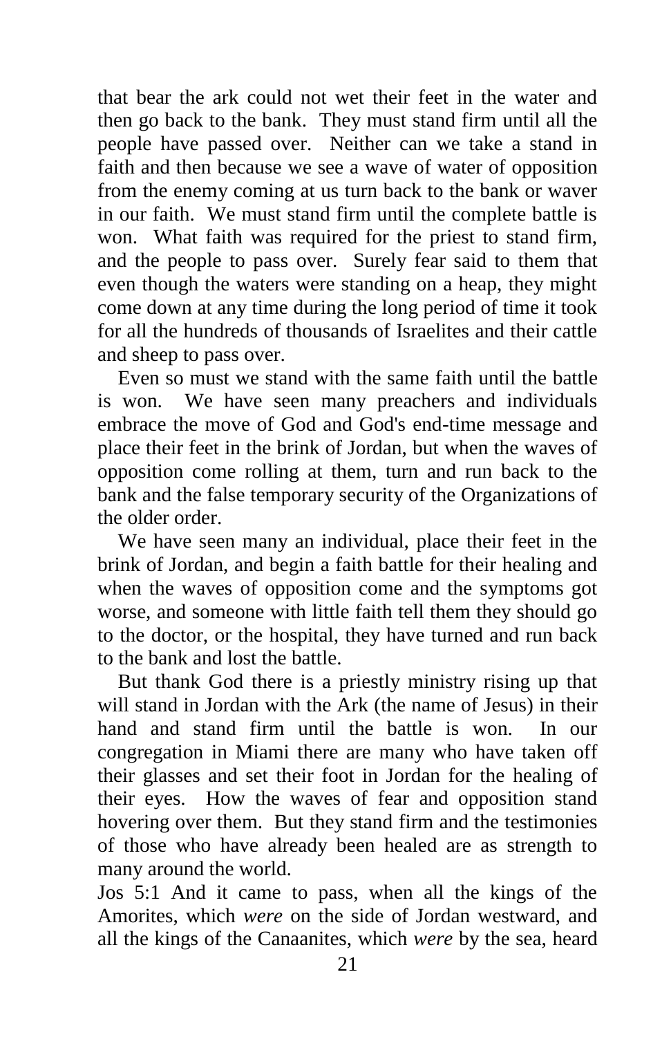that bear the ark could not wet their feet in the water and then go back to the bank. They must stand firm until all the people have passed over. Neither can we take a stand in faith and then because we see a wave of water of opposition from the enemy coming at us turn back to the bank or waver in our faith. We must stand firm until the complete battle is won. What faith was required for the priest to stand firm, and the people to pass over. Surely fear said to them that even though the waters were standing on a heap, they might come down at any time during the long period of time it took for all the hundreds of thousands of Israelites and their cattle and sheep to pass over.

Even so must we stand with the same faith until the battle is won. We have seen many preachers and individuals embrace the move of God and God's end-time message and place their feet in the brink of Jordan, but when the waves of opposition come rolling at them, turn and run back to the bank and the false temporary security of the Organizations of the older order.

We have seen many an individual, place their feet in the brink of Jordan, and begin a faith battle for their healing and when the waves of opposition come and the symptoms got worse, and someone with little faith tell them they should go to the doctor, or the hospital, they have turned and run back to the bank and lost the battle.

But thank God there is a priestly ministry rising up that will stand in Jordan with the Ark (the name of Jesus) in their hand and stand firm until the battle is won. In our congregation in Miami there are many who have taken off their glasses and set their foot in Jordan for the healing of their eyes. How the waves of fear and opposition stand hovering over them. But they stand firm and the testimonies of those who have already been healed are as strength to many around the world.

Jos 5:1 And it came to pass, when all the kings of the Amorites, which *were* on the side of Jordan westward, and all the kings of the Canaanites, which *were* by the sea, heard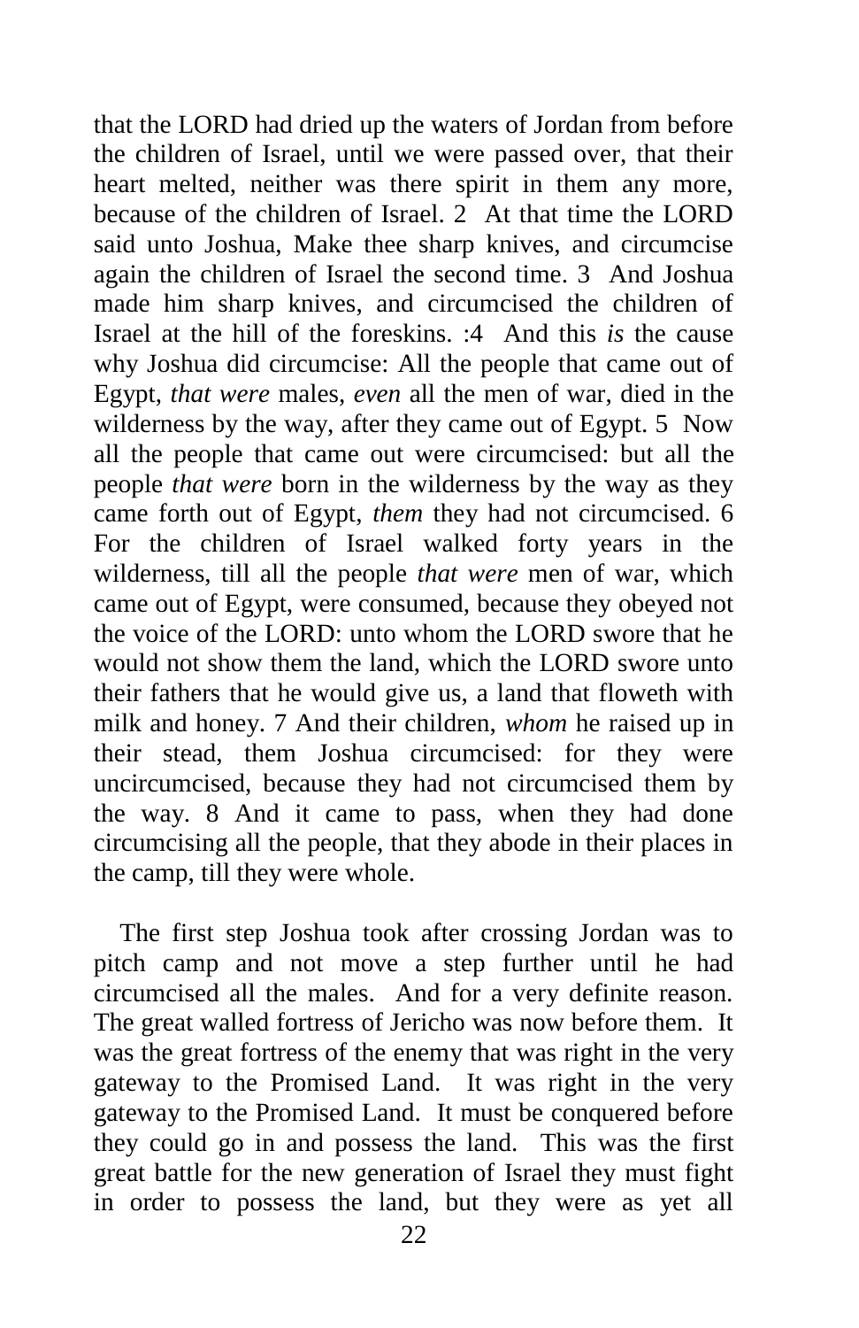that the LORD had dried up the waters of Jordan from before the children of Israel, until we were passed over, that their heart melted, neither was there spirit in them any more, because of the children of Israel. 2 At that time the LORD said unto Joshua, Make thee sharp knives, and circumcise again the children of Israel the second time. 3 And Joshua made him sharp knives, and circumcised the children of Israel at the hill of the foreskins. :4 And this *is* the cause why Joshua did circumcise: All the people that came out of Egypt, *that were* males, *even* all the men of war, died in the wilderness by the way, after they came out of Egypt. 5 Now all the people that came out were circumcised: but all the people *that were* born in the wilderness by the way as they came forth out of Egypt, *them* they had not circumcised. 6 For the children of Israel walked forty years in the wilderness, till all the people *that were* men of war, which came out of Egypt, were consumed, because they obeyed not the voice of the LORD: unto whom the LORD swore that he would not show them the land, which the LORD swore unto their fathers that he would give us, a land that floweth with milk and honey. 7 And their children, *whom* he raised up in their stead, them Joshua circumcised: for they were uncircumcised, because they had not circumcised them by the way. 8 And it came to pass, when they had done circumcising all the people, that they abode in their places in the camp, till they were whole.

The first step Joshua took after crossing Jordan was to pitch camp and not move a step further until he had circumcised all the males. And for a very definite reason. The great walled fortress of Jericho was now before them. It was the great fortress of the enemy that was right in the very gateway to the Promised Land. It was right in the very gateway to the Promised Land. It must be conquered before they could go in and possess the land. This was the first great battle for the new generation of Israel they must fight in order to possess the land, but they were as yet all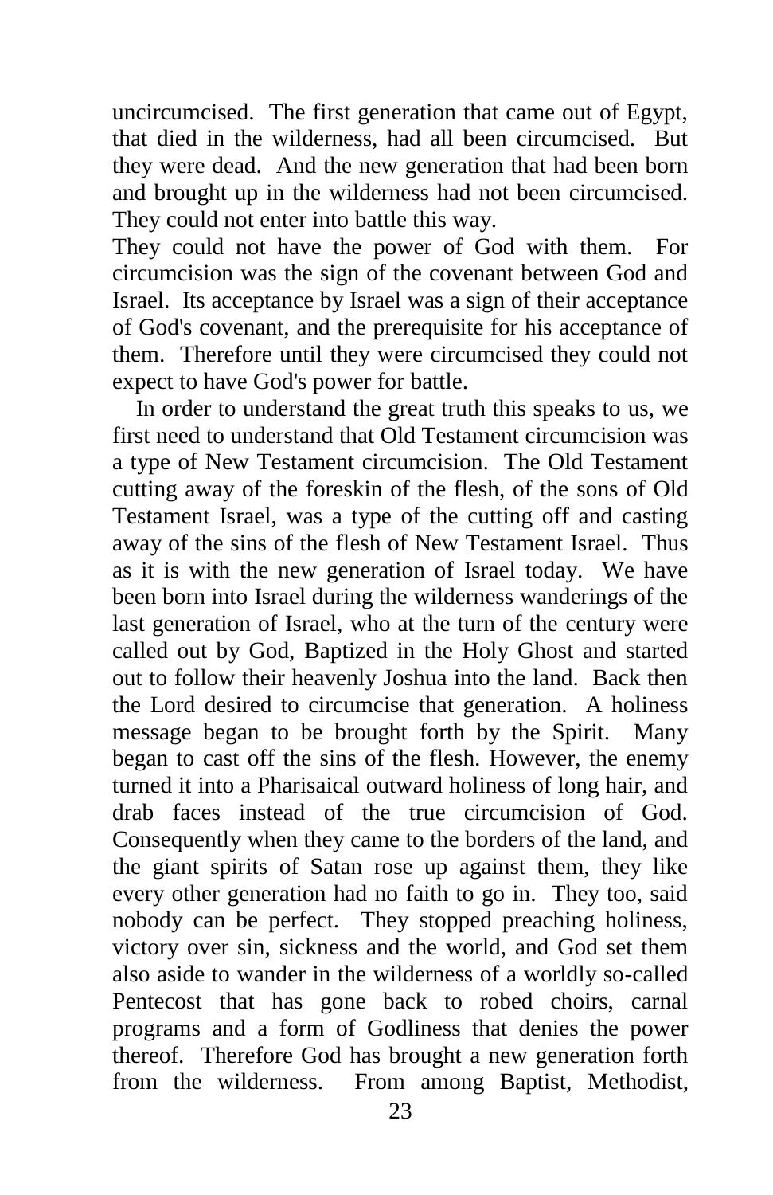uncircumcised. The first generation that came out of Egypt, that died in the wilderness, had all been circumcised. But they were dead. And the new generation that had been born and brought up in the wilderness had not been circumcised. They could not enter into battle this way.
They could not have the power of God with them. For circumcision was the sign of the covenant between God and Israel. Its acceptance by Israel was a sign of their acceptance of God's covenant, and the prerequisite for his acceptance of them. Therefore until they were circumcised they could not expect to have God's power for battle.

In order to understand the great truth this speaks to us, we first need to understand that Old Testament circumcision was a type of New Testament circumcision. The Old Testament cutting away of the foreskin of the flesh, of the sons of Old Testament Israel, was a type of the cutting off and casting away of the sins of the flesh of New Testament Israel. Thus as it is with the new generation of Israel today. We have been born into Israel during the wilderness wanderings of the last generation of Israel, who at the turn of the century were called out by God, Baptized in the Holy Ghost and started out to follow their heavenly Joshua into the land. Back then the Lord desired to circumcise that generation. A holiness message began to be brought forth by the Spirit. Many began to cast off the sins of the flesh. However, the enemy turned it into a Pharisaical outward holiness of long hair, and drab faces instead of the true circumcision of God. Consequently when they came to the borders of the land, and the giant spirits of Satan rose up against them, they like every other generation had no faith to go in. They too, said nobody can be perfect. They stopped preaching holiness, victory over sin, sickness and the world, and God set them also aside to wander in the wilderness of a worldly so-called Pentecost that has gone back to robed choirs, carnal programs and a form of Godliness that denies the power thereof. Therefore God has brought a new generation forth from the wilderness. From among Baptist, Methodist,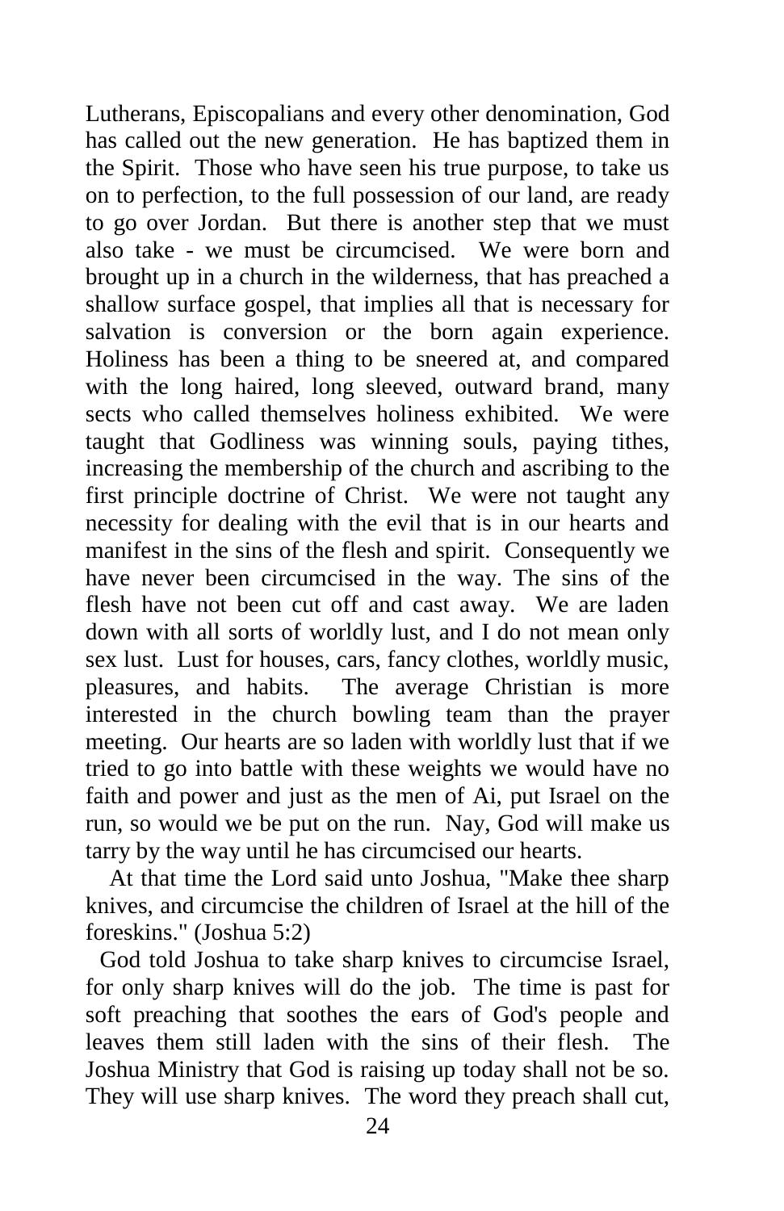Lutherans, Episcopalians and every other denomination, God has called out the new generation. He has baptized them in the Spirit. Those who have seen his true purpose, to take us on to perfection, to the full possession of our land, are ready to go over Jordan. But there is another step that we must also take - we must be circumcised. We were born and brought up in a church in the wilderness, that has preached a shallow surface gospel, that implies all that is necessary for salvation is conversion or the born again experience. Holiness has been a thing to be sneered at, and compared with the long haired, long sleeved, outward brand, many sects who called themselves holiness exhibited. We were taught that Godliness was winning souls, paying tithes, increasing the membership of the church and ascribing to the first principle doctrine of Christ. We were not taught any necessity for dealing with the evil that is in our hearts and manifest in the sins of the flesh and spirit. Consequently we have never been circumcised in the way. The sins of the flesh have not been cut off and cast away. We are laden down with all sorts of worldly lust, and I do not mean only sex lust. Lust for houses, cars, fancy clothes, worldly music, pleasures, and habits. The average Christian is more interested in the church bowling team than the prayer meeting. Our hearts are so laden with worldly lust that if we tried to go into battle with these weights we would have no faith and power and just as the men of Ai, put Israel on the run, so would we be put on the run. Nay, God will make us tarry by the way until he has circumcised our hearts.

At that time the Lord said unto Joshua, "Make thee sharp knives, and circumcise the children of Israel at the hill of the foreskins." (Joshua 5:2)

God told Joshua to take sharp knives to circumcise Israel, for only sharp knives will do the job. The time is past for soft preaching that soothes the ears of God's people and leaves them still laden with the sins of their flesh. The Joshua Ministry that God is raising up today shall not be so. They will use sharp knives. The word they preach shall cut,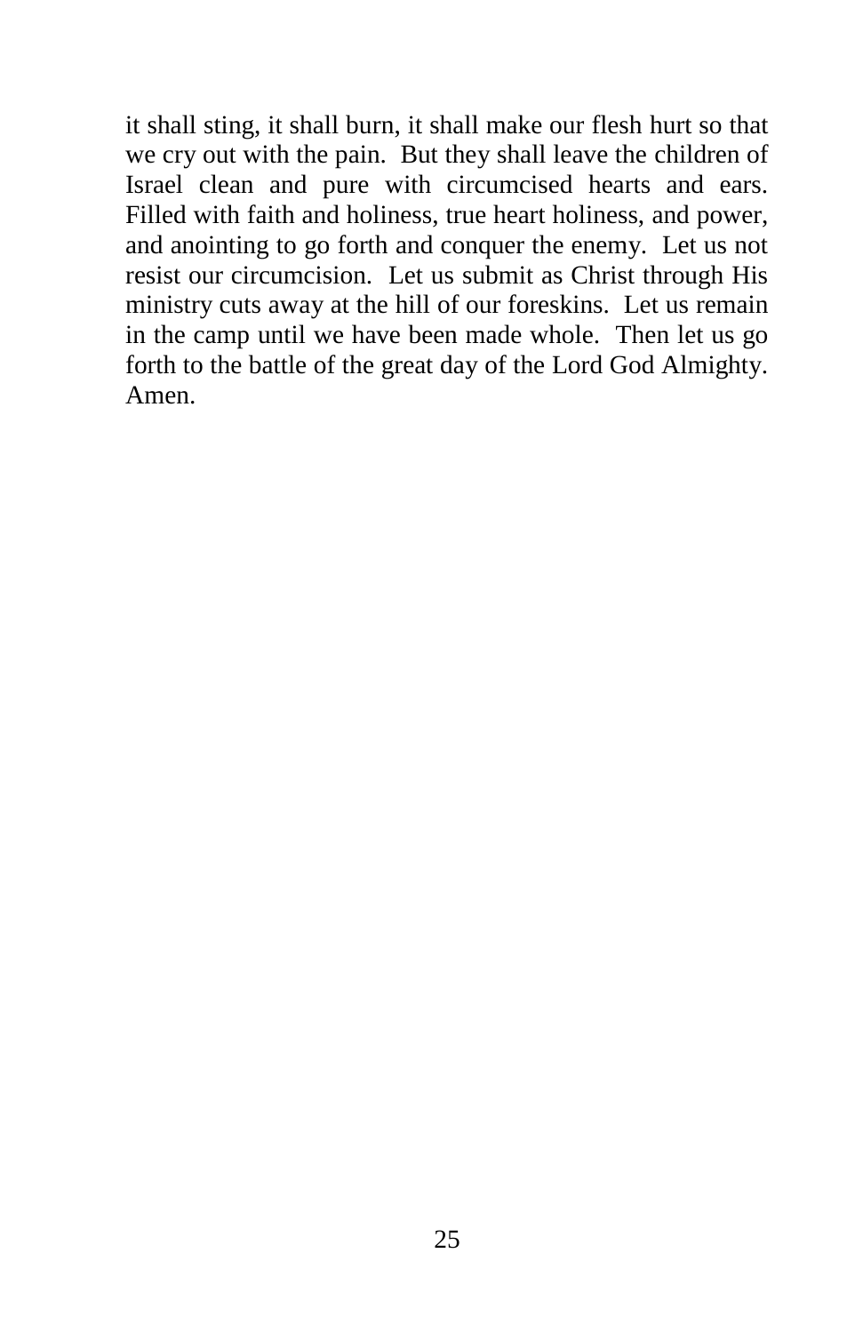it shall sting, it shall burn, it shall make our flesh hurt so that we cry out with the pain. But they shall leave the children of Israel clean and pure with circumcised hearts and ears. Filled with faith and holiness, true heart holiness, and power, and anointing to go forth and conquer the enemy. Let us not resist our circumcision. Let us submit as Christ through His ministry cuts away at the hill of our foreskins. Let us remain in the camp until we have been made whole. Then let us go forth to the battle of the great day of the Lord God Almighty. Amen.